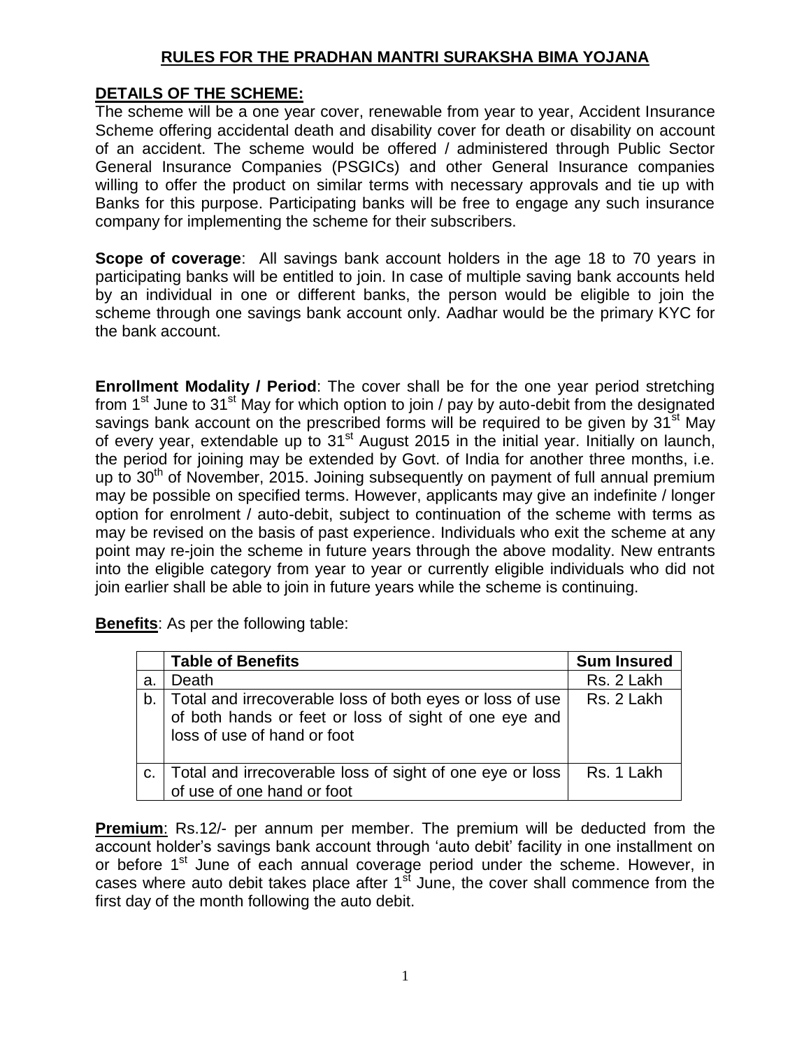# RULES FOR THE PRADHAN MANTRI SURAKSHA BIMA YOJANA

## DETAILS OF THE SCHEME:

The scheme will be a one year cover, renewable from year to year, Accident Insurance Scheme offering accidental death and disability cover for death or disability on account of an accident. The scheme would be offered / administered through Public Sector General Insurance Companies (PSGICs) and other General Insurance companies willing to offer the product on similar terms with necessary approvals and tie up with Banks for this purpose. Participating banks will be free to engage any such insurance company for implementing the scheme for their subscribers.

**Scope of coverage**: All savings bank account holders in the age 18 to 70 years in participating banks will be entitled to join. In case of multiple saving bank accounts held by an individual in one or different banks, the person would be eligible to join the scheme through one savings bank account only. Aadhar would be the primary KYC for the bank account.

**Enrollment Modality / Period**: The cover shall be for the one year period stretching from 1st June to 31st May for which option to join / pay by auto-debit from the designated savings bank account on the prescribed forms will be required to be given by 31st May of every year, extendable up to 31st August 2015 in the initial year. Initially on launch, the period for joining may be extended by Govt. of India for another three months, i.e. up to 30th of November, 2015. Joining subsequently on payment of full annual premium may be possible on specified terms. However, applicants may give an indefinite / longer option for enrolment / auto-debit, subject to continuation of the scheme with terms as may be revised on the basis of past experience. Individuals who exit the scheme at any point may re-join the scheme in future years through the above modality. New entrants into the eligible category from year to year or currently eligible individuals who did not join earlier shall be able to join in future years while the scheme is continuing.

**Benefits**: As per the following table:

| | Table of Benefits | Sum Insured |
|---|---|---|
| a. | Death | Rs. 2 Lakh |
| b. | Total and irrecoverable loss of both eyes or loss of use of both hands or feet or loss of sight of one eye and loss of use of hand or foot | Rs. 2 Lakh |
| c. | Total and irrecoverable loss of sight of one eye or loss of use of one hand or foot | Rs. 1 Lakh |

**Premium**: Rs.12/- per annum per member. The premium will be deducted from the account holder's savings bank account through 'auto debit' facility in one installment on or before 1st June of each annual coverage period under the scheme. However, in cases where auto debit takes place after 1st June, the cover shall commence from the first day of the month following the auto debit.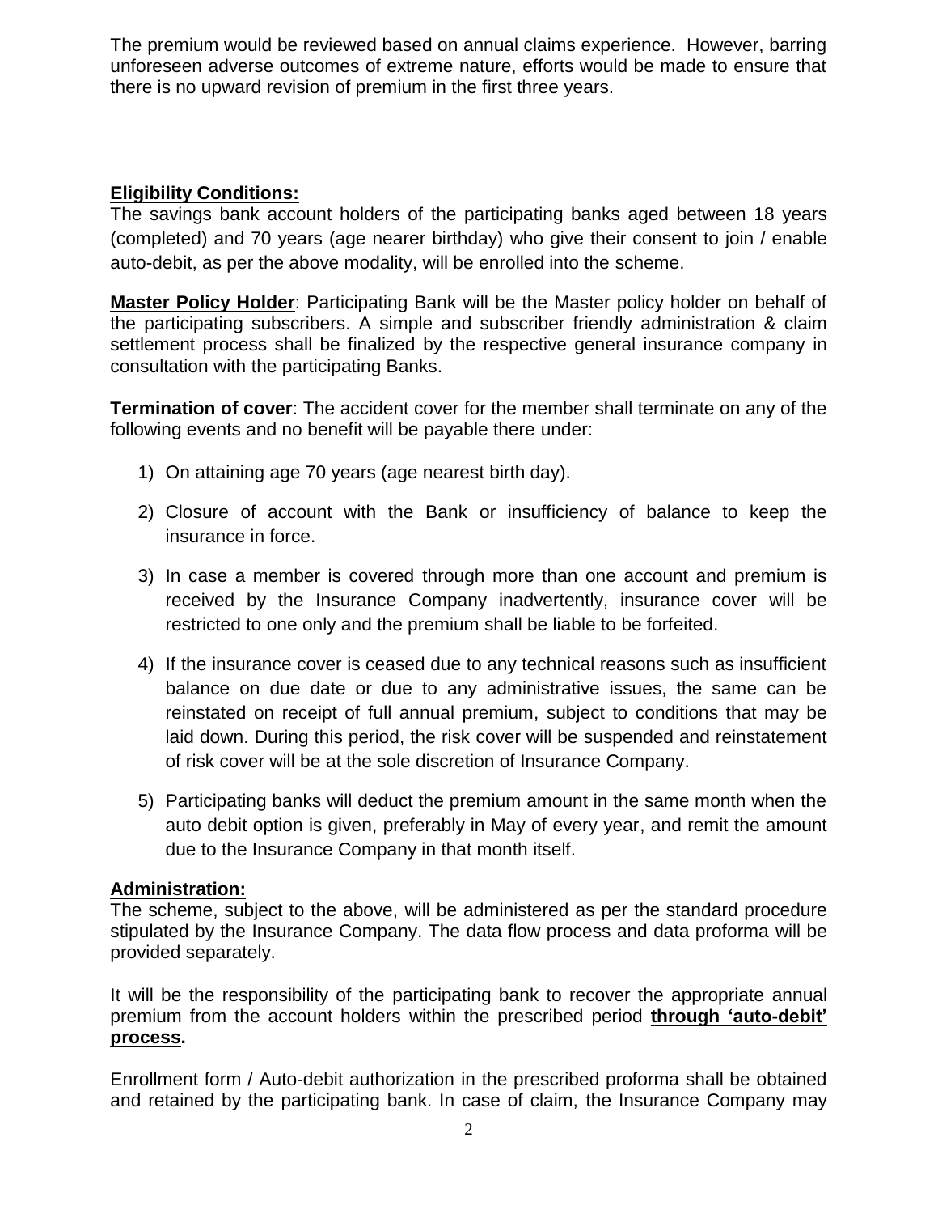The premium would be reviewed based on annual claims experience. However, barring unforeseen adverse outcomes of extreme nature, efforts would be made to ensure that there is no upward revision of premium in the first three years.

**Eligibility Conditions:**

The savings bank account holders of the participating banks aged between 18 years (completed) and 70 years (age nearer birthday) who give their consent to join / enable auto-debit, as per the above modality, will be enrolled into the scheme.

**Master Policy Holder**: Participating Bank will be the Master policy holder on behalf of the participating subscribers. A simple and subscriber friendly administration & claim settlement process shall be finalized by the respective general insurance company in consultation with the participating Banks.

**Termination of cover**: The accident cover for the member shall terminate on any of the following events and no benefit will be payable there under:

1) On attaining age 70 years (age nearest birth day).

2) Closure of account with the Bank or insufficiency of balance to keep the insurance in force.

3) In case a member is covered through more than one account and premium is received by the Insurance Company inadvertently, insurance cover will be restricted to one only and the premium shall be liable to be forfeited.

4) If the insurance cover is ceased due to any technical reasons such as insufficient balance on due date or due to any administrative issues, the same can be reinstated on receipt of full annual premium, subject to conditions that may be laid down. During this period, the risk cover will be suspended and reinstatement of risk cover will be at the sole discretion of Insurance Company.

5) Participating banks will deduct the premium amount in the same month when the auto debit option is given, preferably in May of every year, and remit the amount due to the Insurance Company in that month itself.

**Administration:**

The scheme, subject to the above, will be administered as per the standard procedure stipulated by the Insurance Company. The data flow process and data proforma will be provided separately.

It will be the responsibility of the participating bank to recover the appropriate annual premium from the account holders within the prescribed period **through 'auto-debit' process.**

Enrollment form / Auto-debit authorization in the prescribed proforma shall be obtained and retained by the participating bank. In case of claim, the Insurance Company may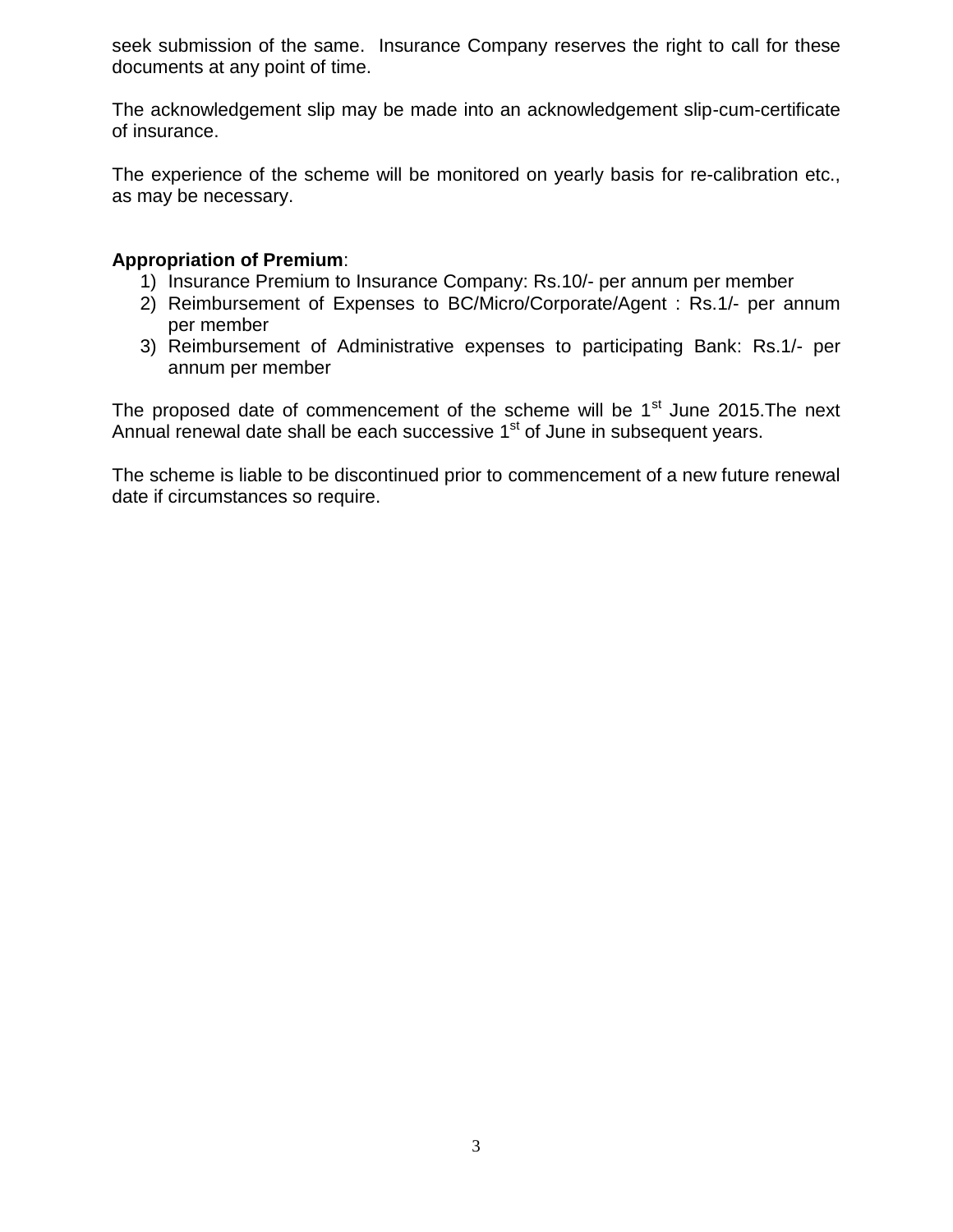seek submission of the same. Insurance Company reserves the right to call for these documents at any point of time.

The acknowledgement slip may be made into an acknowledgement slip-cum-certificate of insurance.

The experience of the scheme will be monitored on yearly basis for re-calibration etc., as may be necessary.

**Appropriation of Premium**:

1) Insurance Premium to Insurance Company: Rs.10/- per annum per member
2) Reimbursement of Expenses to BC/Micro/Corporate/Agent : Rs.1/- per annum per member
3) Reimbursement of Administrative expenses to participating Bank: Rs.1/- per annum per member

The proposed date of commencement of the scheme will be 1st June 2015.The next Annual renewal date shall be each successive 1st of June in subsequent years.

The scheme is liable to be discontinued prior to commencement of a new future renewal date if circumstances so require.